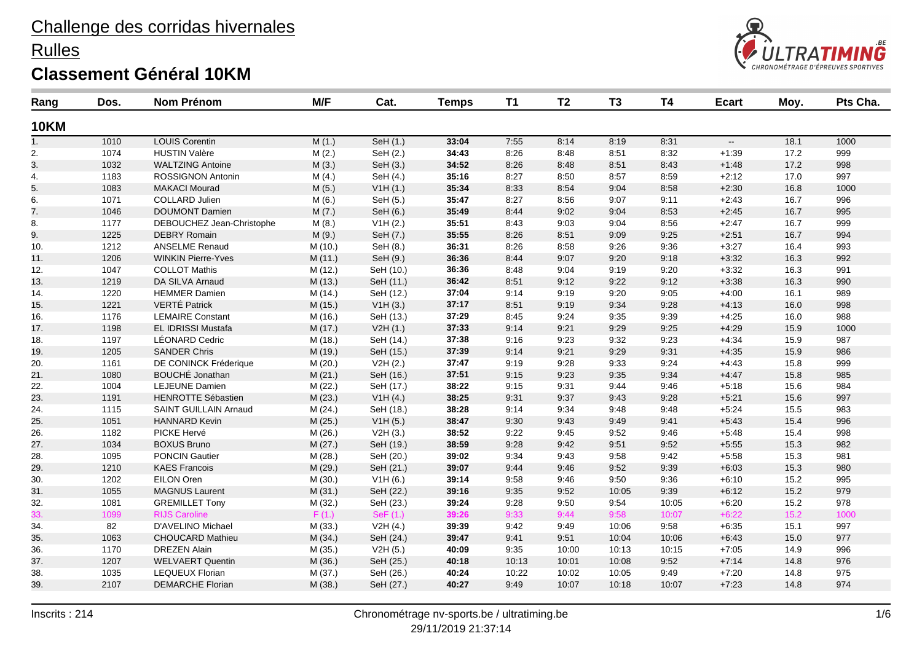# Challenge des corridas hivernales

## Rulles

## Classement Général 10KM

| Rang | Dos. | Nom Prénom | M/F | Cat. | Temps | T1 | T2 | T3 | T4 | Ecart | Moy. | Pts Cha. |
|---|---|---|---|---|---|---|---|---|---|---|---|---|
| **10KM** | | | | | | | | | | | | |
| 1. | 1010 | LOUIS Corentin | M (1.) | SeH (1.) | **33:04** | 7:55 | 8:14 | 8:19 | 8:31 | -- | 18.1 | 1000 |
| 2. | 1074 | HUSTIN Valère | M (2.) | SeH (2.) | **34:43** | 8:26 | 8:48 | 8:51 | 8:32 | +1:39 | 17.2 | 999 |
| 3. | 1032 | WALTZING Antoine | M (3.) | SeH (3.) | **34:52** | 8:26 | 8:48 | 8:51 | 8:43 | +1:48 | 17.2 | 998 |
| 4. | 1183 | ROSSIGNON Antonin | M (4.) | SeH (4.) | **35:16** | 8:27 | 8:50 | 8:57 | 8:59 | +2:12 | 17.0 | 997 |
| 5. | 1083 | MAKACI Mourad | M (5.) | V1H (1.) | **35:34** | 8:33 | 8:54 | 9:04 | 8:58 | +2:30 | 16.8 | 1000 |
| 6. | 1071 | COLLARD Julien | M (6.) | SeH (5.) | **35:47** | 8:27 | 8:56 | 9:07 | 9:11 | +2:43 | 16.7 | 996 |
| 7. | 1046 | DOUMONT Damien | M (7.) | SeH (6.) | **35:49** | 8:44 | 9:02 | 9:04 | 8:53 | +2:45 | 16.7 | 995 |
| 8. | 1177 | DEBOUCHEZ Jean-Christophe | M (8.) | V1H (2.) | **35:51** | 8:43 | 9:03 | 9:04 | 8:56 | +2:47 | 16.7 | 999 |
| 9. | 1225 | DEBRY Romain | M (9.) | SeH (7.) | **35:55** | 8:26 | 8:51 | 9:09 | 9:25 | +2:51 | 16.7 | 994 |
| 10. | 1212 | ANSELME Renaud | M (10.) | SeH (8.) | **36:31** | 8:26 | 8:58 | 9:26 | 9:36 | +3:27 | 16.4 | 993 |
| 11. | 1206 | WINKIN Pierre-Yves | M (11.) | SeH (9.) | **36:36** | 8:44 | 9:07 | 9:20 | 9:18 | +3:32 | 16.3 | 992 |
| 12. | 1047 | COLLOT Mathis | M (12.) | SeH (10.) | **36:36** | 8:48 | 9:04 | 9:19 | 9:20 | +3:32 | 16.3 | 991 |
| 13. | 1219 | DA SILVA Arnaud | M (13.) | SeH (11.) | **36:42** | 8:51 | 9:12 | 9:22 | 9:12 | +3:38 | 16.3 | 990 |
| 14. | 1220 | HEMMER Damien | M (14.) | SeH (12.) | **37:04** | 9:14 | 9:19 | 9:20 | 9:05 | +4:00 | 16.1 | 989 |
| 15. | 1221 | VERTÉ Patrick | M (15.) | V1H (3.) | **37:17** | 8:51 | 9:19 | 9:34 | 9:28 | +4:13 | 16.0 | 998 |
| 16. | 1176 | LEMAIRE Constant | M (16.) | SeH (13.) | **37:29** | 8:45 | 9:24 | 9:35 | 9:39 | +4:25 | 16.0 | 988 |
| 17. | 1198 | EL IDRISSI Mustafa | M (17.) | V2H (1.) | **37:33** | 9:14 | 9:21 | 9:29 | 9:25 | +4:29 | 15.9 | 1000 |
| 18. | 1197 | LÉONARD Cedric | M (18.) | SeH (14.) | **37:38** | 9:16 | 9:23 | 9:32 | 9:23 | +4:34 | 15.9 | 987 |
| 19. | 1205 | SANDER Chris | M (19.) | SeH (15.) | **37:39** | 9:14 | 9:21 | 9:29 | 9:31 | +4:35 | 15.9 | 986 |
| 20. | 1161 | DE CONINCK Fréderique | M (20.) | V2H (2.) | **37:47** | 9:19 | 9:28 | 9:33 | 9:24 | +4:43 | 15.8 | 999 |
| 21. | 1080 | BOUCHÉ Jonathan | M (21.) | SeH (16.) | **37:51** | 9:15 | 9:23 | 9:35 | 9:34 | +4:47 | 15.8 | 985 |
| 22. | 1004 | LEJEUNE Damien | M (22.) | SeH (17.) | **38:22** | 9:15 | 9:31 | 9:44 | 9:46 | +5:18 | 15.6 | 984 |
| 23. | 1191 | HENROTTE Sébastien | M (23.) | V1H (4.) | **38:25** | 9:31 | 9:37 | 9:43 | 9:28 | +5:21 | 15.6 | 997 |
| 24. | 1115 | SAINT GUILLAIN Arnaud | M (24.) | SeH (18.) | **38:28** | 9:14 | 9:34 | 9:48 | 9:48 | +5:24 | 15.5 | 983 |
| 25. | 1051 | HANNARD Kevin | M (25.) | V1H (5.) | **38:47** | 9:30 | 9:43 | 9:49 | 9:41 | +5:43 | 15.4 | 996 |
| 26. | 1182 | PICKE Hervé | M (26.) | V2H (3.) | **38:52** | 9:22 | 9:45 | 9:52 | 9:46 | +5:48 | 15.4 | 998 |
| 27. | 1034 | BOXUS Bruno | M (27.) | SeH (19.) | **38:59** | 9:28 | 9:42 | 9:51 | 9:52 | +5:55 | 15.3 | 982 |
| 28. | 1095 | PONCIN Gautier | M (28.) | SeH (20.) | **39:02** | 9:34 | 9:43 | 9:58 | 9:42 | +5:58 | 15.3 | 981 |
| 29. | 1210 | KAES Francois | M (29.) | SeH (21.) | **39:07** | 9:44 | 9:46 | 9:52 | 9:39 | +6:03 | 15.3 | 980 |
| 30. | 1202 | EILON Oren | M (30.) | V1H (6.) | **39:14** | 9:58 | 9:46 | 9:50 | 9:36 | +6:10 | 15.2 | 995 |
| 31. | 1055 | MAGNUS Laurent | M (31.) | SeH (22.) | **39:16** | 9:35 | 9:52 | 10:05 | 9:39 | +6:12 | 15.2 | 979 |
| 32. | 1081 | GREMILLET Tony | M (32.) | SeH (23.) | **39:24** | 9:28 | 9:50 | 9:54 | 10:05 | +6:20 | 15.2 | 978 |
| 33. | 1099 | RIJS Caroline | F (1.) | SeF (1.) | **39:26** | 9:33 | 9:44 | 9:58 | 10:07 | +6:22 | 15.2 | 1000 |
| 34. | 82 | D'AVELINO Michael | M (33.) | V2H (4.) | **39:39** | 9:42 | 9:49 | 10:06 | 9:58 | +6:35 | 15.1 | 997 |
| 35. | 1063 | CHOUCARD Mathieu | M (34.) | SeH (24.) | **39:47** | 9:41 | 9:51 | 10:04 | 10:06 | +6:43 | 15.0 | 977 |
| 36. | 1170 | DREZEN Alain | M (35.) | V2H (5.) | **40:09** | 9:35 | 10:00 | 10:13 | 10:15 | +7:05 | 14.9 | 996 |
| 37. | 1207 | WELVAERT Quentin | M (36.) | SeH (25.) | **40:18** | 10:13 | 10:01 | 10:08 | 9:52 | +7:14 | 14.8 | 976 |
| 38. | 1035 | LEQUEUX Florian | M (37.) | SeH (26.) | **40:24** | 10:22 | 10:02 | 10:05 | 9:49 | +7:20 | 14.8 | 975 |
| 39. | 2107 | DEMARCHE Florian | M (38.) | SeH (27.) | **40:27** | 9:49 | 10:07 | 10:18 | 10:07 | +7:23 | 14.8 | 974 |

Inscrits : 214

Chronométrage nv-sports.be / ultratiming.be

29/11/2019 21:37:14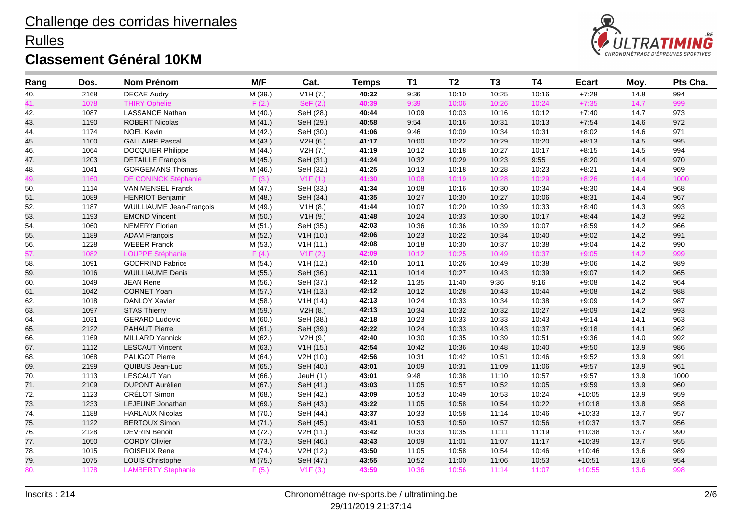# Challenge des corridas hivernales

## Rulles

## Classement Général 10KM

| Rang | Dos. | Nom Prénom | M/F | Cat. | Temps | T1 | T2 | T3 | T4 | Ecart | Moy. | Pts Cha. |
|---|---|---|---|---|---|---|---|---|---|---|---|---|
| 40. | 2168 | DECAE Audry | M (39.) | V1H (7.) | **40:32** | 9:36 | 10:10 | 10:25 | 10:16 | +7:28 | 14.8 | 994 |
| 41. | 1078 | THIRY Ophelie | F (2.) | SeF (2.) | **40:39** | 9:39 | 10:06 | 10:26 | 10:24 | +7:35 | 14.7 | 999 |
| 42. | 1087 | LASSANCE Nathan | M (40.) | SeH (28.) | **40:44** | 10:09 | 10:03 | 10:16 | 10:12 | +7:40 | 14.7 | 973 |
| 43. | 1190 | ROBERT Nicolas | M (41.) | SeH (29.) | **40:58** | 9:54 | 10:16 | 10:31 | 10:13 | +7:54 | 14.6 | 972 |
| 44. | 1174 | NOEL Kevin | M (42.) | SeH (30.) | **41:06** | 9:46 | 10:09 | 10:34 | 10:31 | +8:02 | 14.6 | 971 |
| 45. | 1100 | GALLAIRE Pascal | M (43.) | V2H (6.) | **41:17** | 10:00 | 10:22 | 10:29 | 10:20 | +8:13 | 14.5 | 995 |
| 46. | 1064 | DOCQUIER Philippe | M (44.) | V2H (7.) | **41:19** | 10:12 | 10:18 | 10:27 | 10:17 | +8:15 | 14.5 | 994 |
| 47. | 1203 | DETAILLE François | M (45.) | SeH (31.) | **41:24** | 10:32 | 10:29 | 10:23 | 9:55 | +8:20 | 14.4 | 970 |
| 48. | 1041 | GORGEMANS Thomas | M (46.) | SeH (32.) | **41:25** | 10:13 | 10:18 | 10:28 | 10:23 | +8:21 | 14.4 | 969 |
| 49. | 1160 | DE CONINCK Stéphanie | F (3.) | V1F (1.) | **41:30** | 10:08 | 10:19 | 10:28 | 10:29 | +8:26 | 14.4 | 1000 |
| 50. | 1114 | VAN MENSEL Franck | M (47.) | SeH (33.) | **41:34** | 10:08 | 10:16 | 10:30 | 10:34 | +8:30 | 14.4 | 968 |
| 51. | 1089 | HENRIOT Benjamin | M (48.) | SeH (34.) | **41:35** | 10:27 | 10:30 | 10:27 | 10:06 | +8:31 | 14.4 | 967 |
| 52. | 1187 | WUILLIAUME Jean-François | M (49.) | V1H (8.) | **41:44** | 10:07 | 10:20 | 10:39 | 10:33 | +8:40 | 14.3 | 993 |
| 53. | 1193 | EMOND Vincent | M (50.) | V1H (9.) | **41:48** | 10:24 | 10:33 | 10:30 | 10:17 | +8:44 | 14.3 | 992 |
| 54. | 1060 | NEMERY Florian | M (51.) | SeH (35.) | **42:03** | 10:36 | 10:36 | 10:39 | 10:07 | +8:59 | 14.2 | 966 |
| 55. | 1189 | ADAM François | M (52.) | V1H (10.) | **42:06** | 10:23 | 10:22 | 10:34 | 10:40 | +9:02 | 14.2 | 991 |
| 56. | 1228 | WEBER Franck | M (53.) | V1H (11.) | **42:08** | 10:18 | 10:30 | 10:37 | 10:38 | +9:04 | 14.2 | 990 |
| 57. | 1082 | LOUPPE Stéphanie | F (4.) | V1F (2.) | **42:09** | 10:12 | 10:25 | 10:49 | 10:37 | +9:05 | 14.2 | 999 |
| 58. | 1091 | GODFRIND Fabrice | M (54.) | V1H (12.) | **42:10** | 10:11 | 10:26 | 10:49 | 10:38 | +9:06 | 14.2 | 989 |
| 59. | 1016 | WUILLIAUME Denis | M (55.) | SeH (36.) | **42:11** | 10:14 | 10:27 | 10:43 | 10:39 | +9:07 | 14.2 | 965 |
| 60. | 1049 | JEAN Rene | M (56.) | SeH (37.) | **42:12** | 11:35 | 11:40 | 9:36 | 9:16 | +9:08 | 14.2 | 964 |
| 61. | 1042 | CORNET Yoan | M (57.) | V1H (13.) | **42:12** | 10:12 | 10:28 | 10:43 | 10:44 | +9:08 | 14.2 | 988 |
| 62. | 1018 | DANLOY Xavier | M (58.) | V1H (14.) | **42:13** | 10:24 | 10:33 | 10:34 | 10:38 | +9:09 | 14.2 | 987 |
| 63. | 1097 | STAS Thierry | M (59.) | V2H (8.) | **42:13** | 10:34 | 10:32 | 10:32 | 10:27 | +9:09 | 14.2 | 993 |
| 64. | 1031 | GERARD Ludovic | M (60.) | SeH (38.) | **42:18** | 10:23 | 10:33 | 10:33 | 10:43 | +9:14 | 14.1 | 963 |
| 65. | 2122 | PAHAUT Pierre | M (61.) | SeH (39.) | **42:22** | 10:24 | 10:33 | 10:43 | 10:37 | +9:18 | 14.1 | 962 |
| 66. | 1169 | MILLARD Yannick | M (62.) | V2H (9.) | **42:40** | 10:30 | 10:35 | 10:39 | 10:51 | +9:36 | 14.0 | 992 |
| 67. | 1112 | LESCAUT Vincent | M (63.) | V1H (15.) | **42:54** | 10:42 | 10:36 | 10:48 | 10:40 | +9:50 | 13.9 | 986 |
| 68. | 1068 | PALIGOT Pierre | M (64.) | V2H (10.) | **42:56** | 10:31 | 10:42 | 10:51 | 10:46 | +9:52 | 13.9 | 991 |
| 69. | 2199 | QUIBUS Jean-Luc | M (65.) | SeH (40.) | **43:01** | 10:09 | 10:31 | 11:09 | 11:06 | +9:57 | 13.9 | 961 |
| 70. | 1113 | LESCAUT Yan | M (66.) | JeuH (1.) | **43:01** | 9:48 | 10:38 | 11:10 | 10:57 | +9:57 | 13.9 | 1000 |
| 71. | 2109 | DUPONT Aurélien | M (67.) | SeH (41.) | **43:03** | 11:05 | 10:57 | 10:52 | 10:05 | +9:59 | 13.9 | 960 |
| 72. | 1123 | CRÉLOT Simon | M (68.) | SeH (42.) | **43:09** | 10:53 | 10:49 | 10:53 | 10:24 | +10:05 | 13.9 | 959 |
| 73. | 1233 | LEJEUNE Jonathan | M (69.) | SeH (43.) | **43:22** | 11:05 | 10:58 | 10:54 | 10:22 | +10:18 | 13.8 | 958 |
| 74. | 1188 | HARLAUX Nicolas | M (70.) | SeH (44.) | **43:37** | 10:33 | 10:58 | 11:14 | 10:46 | +10:33 | 13.7 | 957 |
| 75. | 1122 | BERTOUX Simon | M (71.) | SeH (45.) | **43:41** | 10:53 | 10:50 | 10:57 | 10:56 | +10:37 | 13.7 | 956 |
| 76. | 2128 | DEVRIN Benoit | M (72.) | V2H (11.) | **43:42** | 10:33 | 10:35 | 11:11 | 11:19 | +10:38 | 13.7 | 990 |
| 77. | 1050 | CORDY Olivier | M (73.) | SeH (46.) | **43:43** | 10:09 | 11:01 | 11:07 | 11:17 | +10:39 | 13.7 | 955 |
| 78. | 1015 | ROISEUX Rene | M (74.) | V2H (12.) | **43:50** | 11:05 | 10:58 | 10:54 | 10:46 | +10:46 | 13.6 | 989 |
| 79. | 1075 | LOUIS Christophe | M (75.) | SeH (47.) | **43:55** | 10:52 | 11:00 | 11:06 | 10:53 | +10:51 | 13.6 | 954 |
| 80. | 1178 | LAMBERTY Stephanie | F (5.) | V1F (3.) | **43:59** | 10:36 | 10:56 | 11:14 | 11:07 | +10:55 | 13.6 | 998 |

Inscrits : 214

Chronométrage nv-sports.be / ultratiming.be
29/11/2019 21:37:14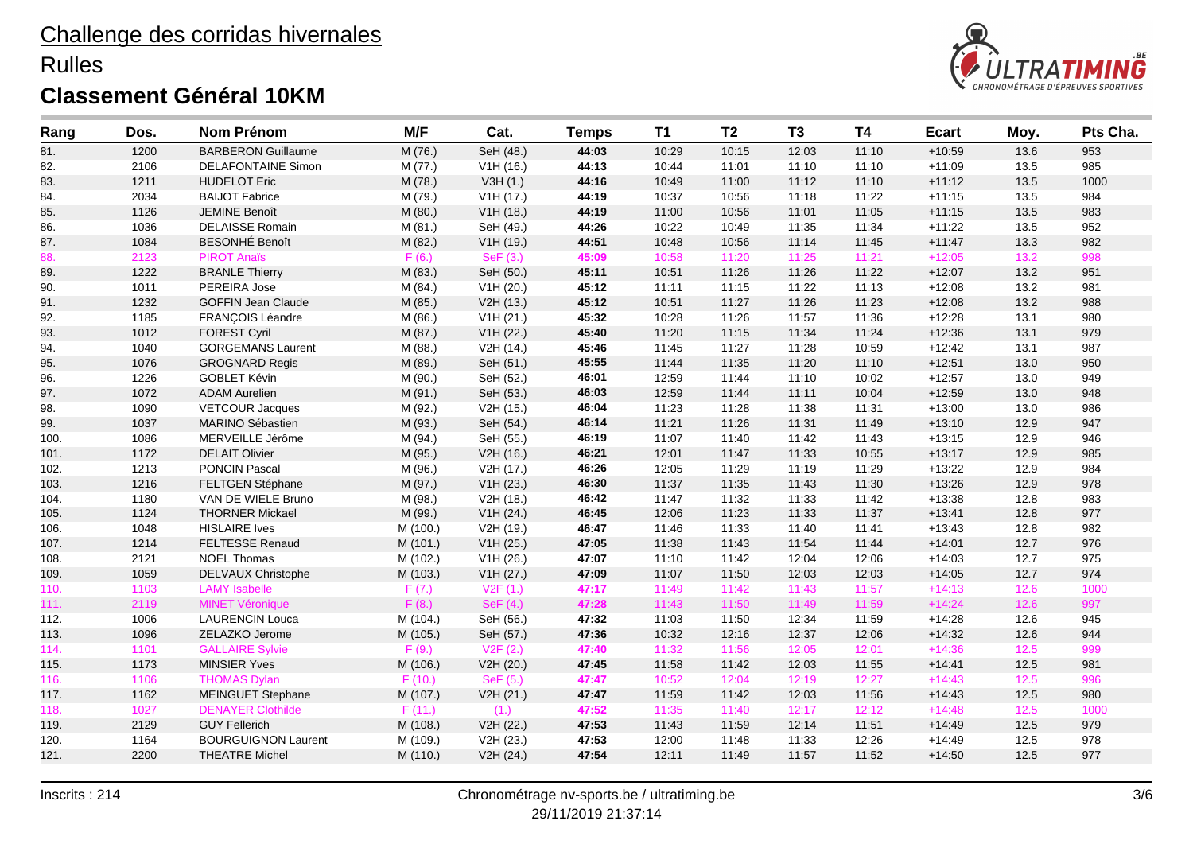# Challenge des corridas hivernales

## Rulles

## Classement Général 10KM

| Rang | Dos. | Nom Prénom | M/F | Cat. | Temps | T1 | T2 | T3 | T4 | Ecart | Moy. | Pts Cha. |
|---|---|---|---|---|---|---|---|---|---|---|---|---|
| 81. | 1200 | BARBERON Guillaume | M (76.) | SeH (48.) | **44:03** | 10:29 | 10:15 | 12:03 | 11:10 | +10:59 | 13.6 | 953 |
| 82. | 2106 | DELAFONTAINE Simon | M (77.) | V1H (16.) | **44:13** | 10:44 | 11:01 | 11:10 | 11:10 | +11:09 | 13.5 | 985 |
| 83. | 1211 | HUDELOT Eric | M (78.) | V3H (1.) | **44:16** | 10:49 | 11:00 | 11:12 | 11:10 | +11:12 | 13.5 | 1000 |
| 84. | 2034 | BAIJOT Fabrice | M (79.) | V1H (17.) | **44:19** | 10:37 | 10:56 | 11:18 | 11:22 | +11:15 | 13.5 | 984 |
| 85. | 1126 | JEMINE Benoît | M (80.) | V1H (18.) | **44:19** | 11:00 | 10:56 | 11:01 | 11:05 | +11:15 | 13.5 | 983 |
| 86. | 1036 | DELAISSE Romain | M (81.) | SeH (49.) | **44:26** | 10:22 | 10:49 | 11:35 | 11:34 | +11:22 | 13.5 | 952 |
| 87. | 1084 | BESONHÉ Benoît | M (82.) | V1H (19.) | **44:51** | 10:48 | 10:56 | 11:14 | 11:45 | +11:47 | 13.3 | 982 |
| 88. | 2123 | PIROT Anaïs | F (6.) | SeF (3.) | **45:09** | 10:58 | 11:20 | 11:25 | 11:21 | +12:05 | 13.2 | 998 |
| 89. | 1222 | BRANLE Thierry | M (83.) | SeH (50.) | **45:11** | 10:51 | 11:26 | 11:26 | 11:22 | +12:07 | 13.2 | 951 |
| 90. | 1011 | PEREIRA Jose | M (84.) | V1H (20.) | **45:12** | 11:11 | 11:15 | 11:22 | 11:13 | +12:08 | 13.2 | 981 |
| 91. | 1232 | GOFFIN Jean Claude | M (85.) | V2H (13.) | **45:12** | 10:51 | 11:27 | 11:26 | 11:23 | +12:08 | 13.2 | 988 |
| 92. | 1185 | FRANÇOIS Léandre | M (86.) | V1H (21.) | **45:32** | 10:28 | 11:26 | 11:57 | 11:36 | +12:28 | 13.1 | 980 |
| 93. | 1012 | FOREST Cyril | M (87.) | V1H (22.) | **45:40** | 11:20 | 11:15 | 11:34 | 11:24 | +12:36 | 13.1 | 979 |
| 94. | 1040 | GORGEMANS Laurent | M (88.) | V2H (14.) | **45:46** | 11:45 | 11:27 | 11:28 | 10:59 | +12:42 | 13.1 | 987 |
| 95. | 1076 | GROGNARD Regis | M (89.) | SeH (51.) | **45:55** | 11:44 | 11:35 | 11:20 | 11:10 | +12:51 | 13.0 | 950 |
| 96. | 1226 | GOBLET Kévin | M (90.) | SeH (52.) | **46:01** | 12:59 | 11:44 | 11:10 | 10:02 | +12:57 | 13.0 | 949 |
| 97. | 1072 | ADAM Aurelien | M (91.) | SeH (53.) | **46:03** | 12:59 | 11:44 | 11:11 | 10:04 | +12:59 | 13.0 | 948 |
| 98. | 1090 | VETCOUR Jacques | M (92.) | V2H (15.) | **46:04** | 11:23 | 11:28 | 11:38 | 11:31 | +13:00 | 13.0 | 986 |
| 99. | 1037 | MARINO Sébastien | M (93.) | SeH (54.) | **46:14** | 11:21 | 11:26 | 11:31 | 11:49 | +13:10 | 12.9 | 947 |
| 100. | 1086 | MERVEILLE Jérôme | M (94.) | SeH (55.) | **46:19** | 11:07 | 11:40 | 11:42 | 11:43 | +13:15 | 12.9 | 946 |
| 101. | 1172 | DELAIT Olivier | M (95.) | V2H (16.) | **46:21** | 12:01 | 11:47 | 11:33 | 10:55 | +13:17 | 12.9 | 985 |
| 102. | 1213 | PONCIN Pascal | M (96.) | V2H (17.) | **46:26** | 12:05 | 11:29 | 11:19 | 11:29 | +13:22 | 12.9 | 984 |
| 103. | 1216 | FELTGEN Stéphane | M (97.) | V1H (23.) | **46:30** | 11:37 | 11:35 | 11:43 | 11:30 | +13:26 | 12.9 | 978 |
| 104. | 1180 | VAN DE WIELE Bruno | M (98.) | V2H (18.) | **46:42** | 11:47 | 11:32 | 11:33 | 11:42 | +13:38 | 12.8 | 983 |
| 105. | 1124 | THORNER Mickael | M (99.) | V1H (24.) | **46:45** | 12:06 | 11:23 | 11:33 | 11:37 | +13:41 | 12.8 | 977 |
| 106. | 1048 | HISLAIRE Ives | M (100.) | V2H (19.) | **46:47** | 11:46 | 11:33 | 11:40 | 11:41 | +13:43 | 12.8 | 982 |
| 107. | 1214 | FELTESSE Renaud | M (101.) | V1H (25.) | **47:05** | 11:38 | 11:43 | 11:54 | 11:44 | +14:01 | 12.7 | 976 |
| 108. | 2121 | NOEL Thomas | M (102.) | V1H (26.) | **47:07** | 11:10 | 11:42 | 12:04 | 12:06 | +14:03 | 12.7 | 975 |
| 109. | 1059 | DELVAUX Christophe | M (103.) | V1H (27.) | **47:09** | 11:07 | 11:50 | 12:03 | 12:03 | +14:05 | 12.7 | 974 |
| 110. | 1103 | LAMY Isabelle | F (7.) | V2F (1.) | **47:17** | 11:49 | 11:42 | 11:43 | 11:57 | +14:13 | 12.6 | 1000 |
| 111. | 2119 | MINET Véronique | F (8.) | SeF (4.) | **47:28** | 11:43 | 11:50 | 11:49 | 11:59 | +14:24 | 12.6 | 997 |
| 112. | 1006 | LAURENCIN Louca | M (104.) | SeH (56.) | **47:32** | 11:03 | 11:50 | 12:34 | 11:59 | +14:28 | 12.6 | 945 |
| 113. | 1096 | ZELAZKO Jerome | M (105.) | SeH (57.) | **47:36** | 10:32 | 12:16 | 12:37 | 12:06 | +14:32 | 12.6 | 944 |
| 114. | 1101 | GALLAIRE Sylvie | F (9.) | V2F (2.) | **47:40** | 11:32 | 11:56 | 12:05 | 12:01 | +14:36 | 12.5 | 999 |
| 115. | 1173 | MINSIER Yves | M (106.) | V2H (20.) | **47:45** | 11:58 | 11:42 | 12:03 | 11:55 | +14:41 | 12.5 | 981 |
| 116. | 1106 | THOMAS Dylan | F (10.) | SeF (5.) | **47:47** | 10:52 | 12:04 | 12:19 | 12:27 | +14:43 | 12.5 | 996 |
| 117. | 1162 | MEINGUET Stephane | M (107.) | V2H (21.) | **47:47** | 11:59 | 11:42 | 12:03 | 11:56 | +14:43 | 12.5 | 980 |
| 118. | 1027 | DENAYER Clothilde | F (11.) | (1.) | **47:52** | 11:35 | 11:40 | 12:17 | 12:12 | +14:48 | 12.5 | 1000 |
| 119. | 2129 | GUY Fellerich | M (108.) | V2H (22.) | **47:53** | 11:43 | 11:59 | 12:14 | 11:51 | +14:49 | 12.5 | 979 |
| 120. | 1164 | BOURGUIGNON Laurent | M (109.) | V2H (23.) | **47:53** | 12:00 | 11:48 | 11:33 | 12:26 | +14:49 | 12.5 | 978 |
| 121. | 2200 | THEATRE Michel | M (110.) | V2H (24.) | **47:54** | 12:11 | 11:49 | 11:57 | 11:52 | +14:50 | 12.5 | 977 |

Inscrits : 214

Chronométrage nv-sports.be / ultratiming.be
29/11/2019 21:37:14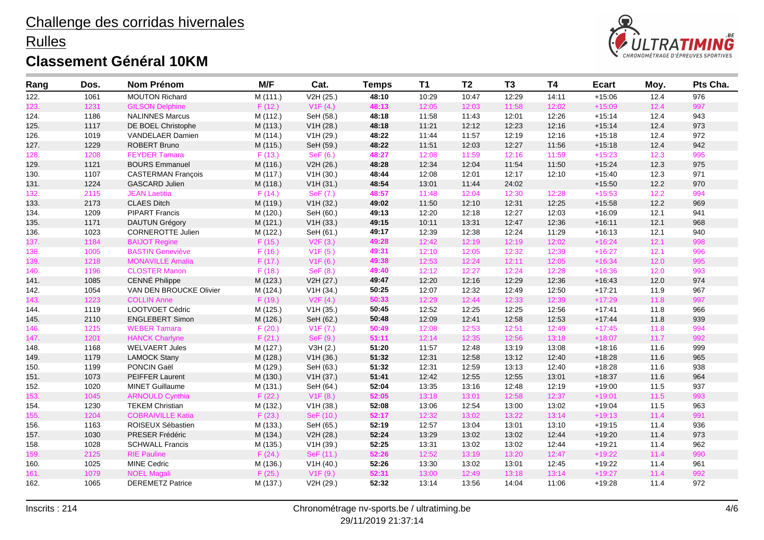# Challenge des corridas hivernales

## Rulles

## Classement Général 10KM

| Rang | Dos. | Nom Prénom | M/F | Cat. | Temps | T1 | T2 | T3 | T4 | Ecart | Moy. | Pts Cha. |
|---|---|---|---|---|---|---|---|---|---|---|---|---|
| 122. | 1061 | MOUTON Richard | M (111.) | V2H (25.) | **48:10** | 10:29 | 10:47 | 12:29 | 14:11 | +15:06 | 12.4 | 976 |
| 123. | 1231 | GILSON Delphine | F (12.) | V1F (4.) | **48:13** | 12:05 | 12:03 | 11:58 | 12:02 | +15:09 | 12.4 | 997 |
| 124. | 1186 | NALINNES Marcus | M (112.) | SeH (58.) | **48:18** | 11:58 | 11:43 | 12:01 | 12:26 | +15:14 | 12.4 | 943 |
| 125. | 1117 | DE BOEL Christophe | M (113.) | V1H (28.) | **48:18** | 11:21 | 12:12 | 12:23 | 12:16 | +15:14 | 12.4 | 973 |
| 126. | 1019 | VANDELAER Damien | M (114.) | V1H (29.) | **48:22** | 11:44 | 11:57 | 12:19 | 12:16 | +15:18 | 12.4 | 972 |
| 127. | 1229 | ROBERT Bruno | M (115.) | SeH (59.) | **48:22** | 11:51 | 12:03 | 12:27 | 11:56 | +15:18 | 12.4 | 942 |
| 128. | 1208 | FEYDER Tamara | F (13.) | SeF (6.) | **48:27** | 12:08 | 11:59 | 12:16 | 11:59 | +15:23 | 12.3 | 995 |
| 129. | 1121 | BOURS Emmanuel | M (116.) | V2H (26.) | **48:28** | 12:34 | 12:04 | 11:54 | 11:50 | +15:24 | 12.3 | 975 |
| 130. | 1107 | CASTERMAN François | M (117.) | V1H (30.) | **48:44** | 12:08 | 12:01 | 12:17 | 12:10 | +15:40 | 12.3 | 971 |
| 131. | 1224 | GASCARD Julien | M (118.) | V1H (31.) | **48:54** | 13:01 | 11:44 | 24:02 | | +15:50 | 12.2 | 970 |
| 132. | 2115 | JEAN Laetitia | F (14.) | SeF (7.) | **48:57** | 11:48 | 12:04 | 12:30 | 12:28 | +15:53 | 12.2 | 994 |
| 133. | 2173 | CLAES Ditch | M (119.) | V1H (32.) | **49:02** | 11:50 | 12:10 | 12:31 | 12:25 | +15:58 | 12.2 | 969 |
| 134. | 1209 | PIPART Francis | M (120.) | SeH (60.) | **49:13** | 12:20 | 12:18 | 12:27 | 12:03 | +16:09 | 12.1 | 941 |
| 135. | 1171 | DAUTUN Grégory | M (121.) | V1H (33.) | **49:15** | 10:11 | 13:31 | 12:47 | 12:36 | +16:11 | 12.1 | 968 |
| 136. | 1023 | CORNEROTTE Julien | M (122.) | SeH (61.) | **49:17** | 12:39 | 12:38 | 12:24 | 11:29 | +16:13 | 12.1 | 940 |
| 137. | 1184 | BAIJOT Regine | F (15.) | V2F (3.) | **49:28** | 12:42 | 12:19 | 12:19 | 12:02 | +16:24 | 12.1 | 998 |
| 138. | 1005 | BASTIN Geneviève | F (16.) | V1F (5.) | **49:31** | 12:10 | 12:05 | 12:32 | 12:39 | +16:27 | 12.1 | 996 |
| 139. | 1218 | MONAVILLE Amalia | F (17.) | V1F (6.) | **49:38** | 12:53 | 12:24 | 12:11 | 12:05 | +16:34 | 12.0 | 995 |
| 140. | 1196 | CLOSTER Manon | F (18.) | SeF (8.) | **49:40** | 12:12 | 12:27 | 12:24 | 12:28 | +16:36 | 12.0 | 993 |
| 141. | 1085 | CENNÉ Philippe | M (123.) | V2H (27.) | **49:47** | 12:20 | 12:16 | 12:29 | 12:36 | +16:43 | 12.0 | 974 |
| 142. | 1054 | VAN DEN BROUCKE Olivier | M (124.) | V1H (34.) | **50:25** | 12:07 | 12:32 | 12:49 | 12:50 | +17:21 | 11.9 | 967 |
| 143. | 1223 | COLLIN Anne | F (19.) | V2F (4.) | **50:33** | 12:29 | 12:44 | 12:33 | 12:39 | +17:29 | 11.8 | 997 |
| 144. | 1119 | LOOTVOET Cédric | M (125.) | V1H (35.) | **50:45** | 12:52 | 12:25 | 12:25 | 12:56 | +17:41 | 11.8 | 966 |
| 145. | 2110 | ENGLEBERT Simon | M (126.) | SeH (62.) | **50:48** | 12:09 | 12:41 | 12:58 | 12:53 | +17:44 | 11.8 | 939 |
| 146. | 1215 | WEBER Tamara | F (20.) | V1F (7.) | **50:49** | 12:08 | 12:53 | 12:51 | 12:49 | +17:45 | 11.8 | 994 |
| 147. | 1201 | HANCK Charlyne | F (21.) | SeF (9.) | **51:11** | 12:14 | 12:35 | 12:56 | 13:18 | +18:07 | 11.7 | 992 |
| 148. | 1168 | WELVAERT Jules | M (127.) | V3H (2.) | **51:20** | 11:57 | 12:48 | 13:19 | 13:08 | +18:16 | 11.6 | 999 |
| 149. | 1179 | LAMOCK Stany | M (128.) | V1H (36.) | **51:32** | 12:31 | 12:58 | 13:12 | 12:40 | +18:28 | 11.6 | 965 |
| 150. | 1199 | PONCIN Gaël | M (129.) | SeH (63.) | **51:32** | 12:31 | 12:59 | 13:13 | 12:40 | +18:28 | 11.6 | 938 |
| 151. | 1073 | PEIFFER Laurent | M (130.) | V1H (37.) | **51:41** | 12:42 | 12:55 | 12:55 | 13:01 | +18:37 | 11.6 | 964 |
| 152. | 1020 | MINET Guillaume | M (131.) | SeH (64.) | **52:04** | 13:35 | 13:16 | 12:48 | 12:19 | +19:00 | 11.5 | 937 |
| 153. | 1045 | ARNOULD Cynthia | F (22.) | V1F (8.) | **52:05** | 13:18 | 13:01 | 12:58 | 12:37 | +19:01 | 11.5 | 993 |
| 154. | 1230 | TEKEM Christian | M (132.) | V1H (38.) | **52:08** | 13:06 | 12:54 | 13:00 | 13:02 | +19:04 | 11.5 | 963 |
| 155. | 1204 | COBRAIVILLE Katia | F (23.) | SeF (10.) | **52:17** | 12:32 | 13:02 | 13:22 | 13:14 | +19:13 | 11.4 | 991 |
| 156. | 1163 | ROISEUX Sébastien | M (133.) | SeH (65.) | **52:19** | 12:57 | 13:04 | 13:01 | 13:10 | +19:15 | 11.4 | 936 |
| 157. | 1030 | PRESER Frédéric | M (134.) | V2H (28.) | **52:24** | 13:29 | 13:02 | 13:02 | 12:44 | +19:20 | 11.4 | 973 |
| 158. | 1028 | SCHWALL Francis | M (135.) | V1H (39.) | **52:25** | 13:31 | 13:02 | 13:02 | 12:44 | +19:21 | 11.4 | 962 |
| 159. | 2125 | RIE Pauline | F (24.) | SeF (11.) | **52:26** | 12:52 | 13:19 | 13:20 | 12:47 | +19:22 | 11.4 | 990 |
| 160. | 1025 | MINE Cedric | M (136.) | V1H (40.) | **52:26** | 13:30 | 13:02 | 13:01 | 12:45 | +19:22 | 11.4 | 961 |
| 161. | 1079 | NOEL Magali | F (25.) | V1F (9.) | **52:31** | 13:00 | 12:49 | 13:18 | 13:14 | +19:27 | 11.4 | 992 |
| 162. | 1065 | DEREMETZ Patrice | M (137.) | V2H (29.) | **52:32** | 13:14 | 13:56 | 14:04 | 11:06 | +19:28 | 11.4 | 972 |

Inscrits : 214

Chronométrage nv-sports.be / ultratiming.be
29/11/2019 21:37:14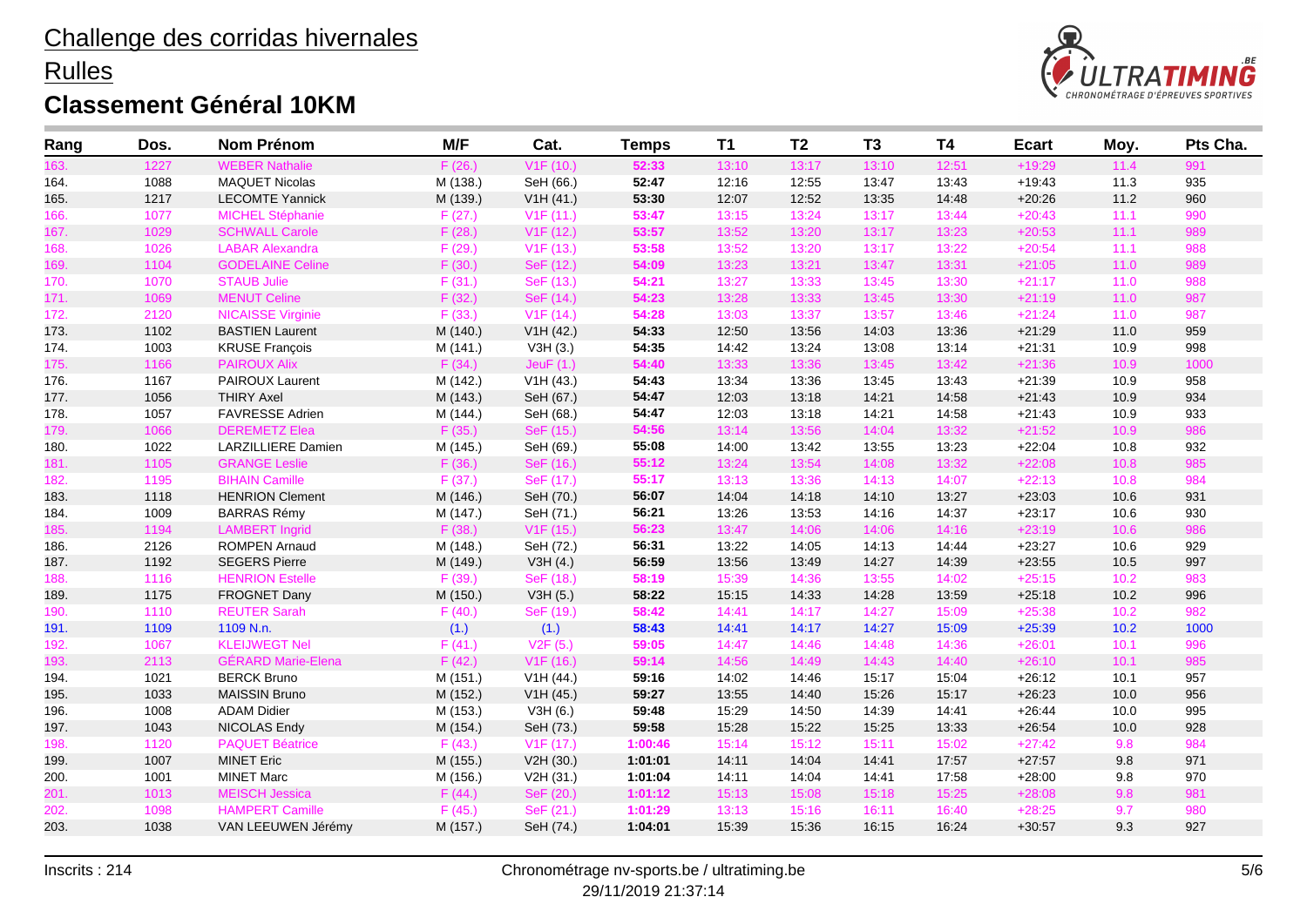# Challenge des corridas hivernales

## Rulles

### Classement Général 10KM

| Rang | Dos. | Nom Prénom | M/F | Cat. | Temps | T1 | T2 | T3 | T4 | Ecart | Moy. | Pts Cha. |
|---|---|---|---|---|---|---|---|---|---|---|---|---|
| 163. | 1227 | WEBER Nathalie | F (26.) | V1F (10.) | **52:33** | 13:10 | 13:17 | 13:10 | 12:51 | +19:29 | 11.4 | 991 |
| 164. | 1088 | MAQUET Nicolas | M (138.) | SeH (66.) | **52:47** | 12:16 | 12:55 | 13:47 | 13:43 | +19:43 | 11.3 | 935 |
| 165. | 1217 | LECOMTE Yannick | M (139.) | V1H (41.) | **53:30** | 12:07 | 12:52 | 13:35 | 14:48 | +20:26 | 11.2 | 960 |
| 166. | 1077 | MICHEL Stéphanie | F (27.) | V1F (11.) | **53:47** | 13:15 | 13:24 | 13:17 | 13:44 | +20:43 | 11.1 | 990 |
| 167. | 1029 | SCHWALL Carole | F (28.) | V1F (12.) | **53:57** | 13:52 | 13:20 | 13:17 | 13:23 | +20:53 | 11.1 | 989 |
| 168. | 1026 | LABAR Alexandra | F (29.) | V1F (13.) | **53:58** | 13:52 | 13:20 | 13:17 | 13:22 | +20:54 | 11.1 | 988 |
| 169. | 1104 | GODELAINE Celine | F (30.) | SeF (12.) | **54:09** | 13:23 | 13:21 | 13:47 | 13:31 | +21:05 | 11.0 | 989 |
| 170. | 1070 | STAUB Julie | F (31.) | SeF (13.) | **54:21** | 13:27 | 13:33 | 13:45 | 13:30 | +21:17 | 11.0 | 988 |
| 171. | 1069 | MENUT Celine | F (32.) | SeF (14.) | **54:23** | 13:28 | 13:33 | 13:45 | 13:30 | +21:19 | 11.0 | 987 |
| 172. | 2120 | NICAISSE Virginie | F (33.) | V1F (14.) | **54:28** | 13:03 | 13:37 | 13:57 | 13:46 | +21:24 | 11.0 | 987 |
| 173. | 1102 | BASTIEN Laurent | M (140.) | V1H (42.) | **54:33** | 12:50 | 13:56 | 14:03 | 13:36 | +21:29 | 11.0 | 959 |
| 174. | 1003 | KRUSE François | M (141.) | V3H (3.) | **54:35** | 14:42 | 13:24 | 13:08 | 13:14 | +21:31 | 10.9 | 998 |
| 175. | 1166 | PAIROUX Alix | F (34.) | JeuF (1.) | **54:40** | 13:33 | 13:36 | 13:45 | 13:42 | +21:36 | 10.9 | 1000 |
| 176. | 1167 | PAIROUX Laurent | M (142.) | V1H (43.) | **54:43** | 13:34 | 13:36 | 13:45 | 13:43 | +21:39 | 10.9 | 958 |
| 177. | 1056 | THIRY Axel | M (143.) | SeH (67.) | **54:47** | 12:03 | 13:18 | 14:21 | 14:58 | +21:43 | 10.9 | 934 |
| 178. | 1057 | FAVRESSE Adrien | M (144.) | SeH (68.) | **54:47** | 12:03 | 13:18 | 14:21 | 14:58 | +21:43 | 10.9 | 933 |
| 179. | 1066 | DEREMETZ Elea | F (35.) | SeF (15.) | **54:56** | 13:14 | 13:56 | 14:04 | 13:32 | +21:52 | 10.9 | 986 |
| 180. | 1022 | LARZILLIERE Damien | M (145.) | SeH (69.) | **55:08** | 14:00 | 13:42 | 13:55 | 13:23 | +22:04 | 10.8 | 932 |
| 181. | 1105 | GRANGE Leslie | F (36.) | SeF (16.) | **55:12** | 13:24 | 13:54 | 14:08 | 13:32 | +22:08 | 10.8 | 985 |
| 182. | 1195 | BIHAIN Camille | F (37.) | SeF (17.) | **55:17** | 13:13 | 13:36 | 14:13 | 14:07 | +22:13 | 10.8 | 984 |
| 183. | 1118 | HENRION Clement | M (146.) | SeH (70.) | **56:07** | 14:04 | 14:18 | 14:10 | 13:27 | +23:03 | 10.6 | 931 |
| 184. | 1009 | BARRAS Rémy | M (147.) | SeH (71.) | **56:21** | 13:26 | 13:53 | 14:16 | 14:37 | +23:17 | 10.6 | 930 |
| 185. | 1194 | LAMBERT Ingrid | F (38.) | V1F (15.) | **56:23** | 13:47 | 14:06 | 14:06 | 14:16 | +23:19 | 10.6 | 986 |
| 186. | 2126 | ROMPEN Arnaud | M (148.) | SeH (72.) | **56:31** | 13:22 | 14:05 | 14:13 | 14:44 | +23:27 | 10.6 | 929 |
| 187. | 1192 | SEGERS Pierre | M (149.) | V3H (4.) | **56:59** | 13:56 | 13:49 | 14:27 | 14:39 | +23:55 | 10.5 | 997 |
| 188. | 1116 | HENRION Estelle | F (39.) | SeF (18.) | **58:19** | 15:39 | 14:36 | 13:55 | 14:02 | +25:15 | 10.2 | 983 |
| 189. | 1175 | FROGNET Dany | M (150.) | V3H (5.) | **58:22** | 15:15 | 14:33 | 14:28 | 13:59 | +25:18 | 10.2 | 996 |
| 190. | 1110 | REUTER Sarah | F (40.) | SeF (19.) | **58:42** | 14:41 | 14:17 | 14:27 | 15:09 | +25:38 | 10.2 | 982 |
| 191. | 1109 | 1109 N.n. | (1.) | (1.) | **58:43** | 14:41 | 14:17 | 14:27 | 15:09 | +25:39 | 10.2 | 1000 |
| 192. | 1067 | KLEIJWEGT Nel | F (41.) | V2F (5.) | **59:05** | 14:47 | 14:46 | 14:48 | 14:36 | +26:01 | 10.1 | 996 |
| 193. | 2113 | GÉRARD Marie-Elena | F (42.) | V1F (16.) | **59:14** | 14:56 | 14:49 | 14:43 | 14:40 | +26:10 | 10.1 | 985 |
| 194. | 1021 | BERCK Bruno | M (151.) | V1H (44.) | **59:16** | 14:02 | 14:46 | 15:17 | 15:04 | +26:12 | 10.1 | 957 |
| 195. | 1033 | MAISSIN Bruno | M (152.) | V1H (45.) | **59:27** | 13:55 | 14:40 | 15:26 | 15:17 | +26:23 | 10.0 | 956 |
| 196. | 1008 | ADAM Didier | M (153.) | V3H (6.) | **59:48** | 15:29 | 14:50 | 14:39 | 14:41 | +26:44 | 10.0 | 995 |
| 197. | 1043 | NICOLAS Endy | M (154.) | SeH (73.) | **59:58** | 15:28 | 15:22 | 15:25 | 13:33 | +26:54 | 10.0 | 928 |
| 198. | 1120 | PAQUET Béatrice | F (43.) | V1F (17.) | **1:00:46** | 15:14 | 15:12 | 15:11 | 15:02 | +27:42 | 9.8 | 984 |
| 199. | 1007 | MINET Eric | M (155.) | V2H (30.) | **1:01:01** | 14:11 | 14:04 | 14:41 | 17:57 | +27:57 | 9.8 | 971 |
| 200. | 1001 | MINET Marc | M (156.) | V2H (31.) | **1:01:04** | 14:11 | 14:04 | 14:41 | 17:58 | +28:00 | 9.8 | 970 |
| 201. | 1013 | MEISCH Jessica | F (44.) | SeF (20.) | **1:01:12** | 15:13 | 15:08 | 15:18 | 15:25 | +28:08 | 9.8 | 981 |
| 202. | 1098 | HAMPERT Camille | F (45.) | SeF (21.) | **1:01:29** | 13:13 | 15:16 | 16:11 | 16:40 | +28:25 | 9.7 | 980 |
| 203. | 1038 | VAN LEEUWEN Jérémy | M (157.) | SeH (74.) | **1:04:01** | 15:39 | 15:36 | 16:15 | 16:24 | +30:57 | 9.3 | 927 |

Inscrits : 214

Chronométrage nv-sports.be / ultratiming.be
29/11/2019 21:37:14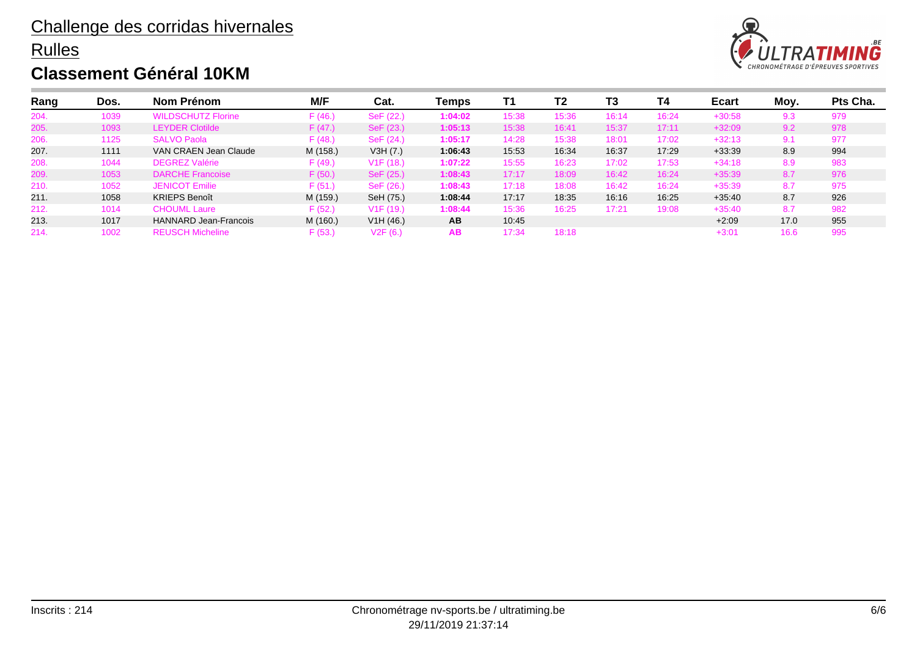Challenge des corridas hivernales

Rulles

## Classement Général 10KM

| Rang | Dos. | Nom Prénom | M/F | Cat. | Temps | T1 | T2 | T3 | T4 | Ecart | Moy. | Pts Cha. |
|---|---|---|---|---|---|---|---|---|---|---|---|---|
| 204. | 1039 | WILDSCHUTZ Florine | F (46.) | SeF (22.) | **1:04:02** | 15:38 | 15:36 | 16:14 | 16:24 | +30:58 | 9.3 | 979 |
| 205. | 1093 | LEYDER Clotilde | F (47.) | SeF (23.) | **1:05:13** | 15:38 | 16:41 | 15:37 | 17:11 | +32:09 | 9.2 | 978 |
| 206. | 1125 | SALVO Paola | F (48.) | SeF (24.) | **1:05:17** | 14:28 | 15:38 | 18:01 | 17:02 | +32:13 | 9.1 | 977 |
| 207. | 1111 | VAN CRAEN Jean Claude | M (158.) | V3H (7.) | **1:06:43** | 15:53 | 16:34 | 16:37 | 17:29 | +33:39 | 8.9 | 994 |
| 208. | 1044 | DEGREZ Valérie | F (49.) | V1F (18.) | **1:07:22** | 15:55 | 16:23 | 17:02 | 17:53 | +34:18 | 8.9 | 983 |
| 209. | 1053 | DARCHE Francoise | F (50.) | SeF (25.) | **1:08:43** | 17:17 | 18:09 | 16:42 | 16:24 | +35:39 | 8.7 | 976 |
| 210. | 1052 | JENICOT Emilie | F (51.) | SeF (26.) | **1:08:43** | 17:18 | 18:08 | 16:42 | 16:24 | +35:39 | 8.7 | 975 |
| 211. | 1058 | KRIEPS Benoît | M (159.) | SeH (75.) | **1:08:44** | 17:17 | 18:35 | 16:16 | 16:25 | +35:40 | 8.7 | 926 |
| 212. | 1014 | CHOUML Laure | F (52.) | V1F (19.) | **1:08:44** | 15:36 | 16:25 | 17:21 | 19:08 | +35:40 | 8.7 | 982 |
| 213. | 1017 | HANNARD Jean-Francois | M (160.) | V1H (46.) | **AB** | 10:45 | | | | +2:09 | 17.0 | 955 |
| 214. | 1002 | REUSCH Micheline | F (53.) | V2F (6.) | **AB** | 17:34 | 18:18 | | | +3:01 | 16.6 | 995 |

Inscrits : 214

Chronométrage nv-sports.be / ultratiming.be
29/11/2019 21:37:14